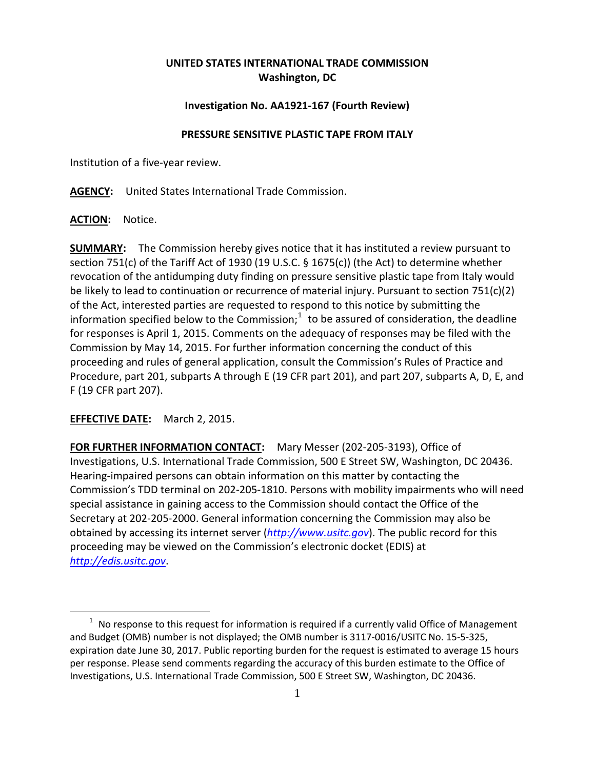**UNITED STATES INTERNATIONAL TRADE COMMISSION**
**Washington, DC**

**Investigation No. AA1921-167 (Fourth Review)**

**PRESSURE SENSITIVE PLASTIC TAPE FROM ITALY**

Institution of a five-year review.

**AGENCY:** United States International Trade Commission.

**ACTION:** Notice.

**SUMMARY:** The Commission hereby gives notice that it has instituted a review pursuant to section 751(c) of the Tariff Act of 1930 (19 U.S.C. § 1675(c)) (the Act) to determine whether revocation of the antidumping duty finding on pressure sensitive plastic tape from Italy would be likely to lead to continuation or recurrence of material injury. Pursuant to section 751(c)(2) of the Act, interested parties are requested to respond to this notice by submitting the information specified below to the Commission;[1] to be assured of consideration, the deadline for responses is April 1, 2015. Comments on the adequacy of responses may be filed with the Commission by May 14, 2015. For further information concerning the conduct of this proceeding and rules of general application, consult the Commission's Rules of Practice and Procedure, part 201, subparts A through E (19 CFR part 201), and part 207, subparts A, D, E, and F (19 CFR part 207).

**EFFECTIVE DATE:** March 2, 2015.

**FOR FURTHER INFORMATION CONTACT:** Mary Messer (202-205-3193), Office of Investigations, U.S. International Trade Commission, 500 E Street SW, Washington, DC 20436. Hearing-impaired persons can obtain information on this matter by contacting the Commission's TDD terminal on 202-205-1810. Persons with mobility impairments who will need special assistance in gaining access to the Commission should contact the Office of the Secretary at 202-205-2000. General information concerning the Commission may also be obtained by accessing its internet server (*http://www.usitc.gov*). The public record for this proceeding may be viewed on the Commission's electronic docket (EDIS) at *http://edis.usitc.gov*.

---

[1] No response to this request for information is required if a currently valid Office of Management and Budget (OMB) number is not displayed; the OMB number is 3117-0016/USITC No. 15-5-325, expiration date June 30, 2017. Public reporting burden for the request is estimated to average 15 hours per response. Please send comments regarding the accuracy of this burden estimate to the Office of Investigations, U.S. International Trade Commission, 500 E Street SW, Washington, DC 20436.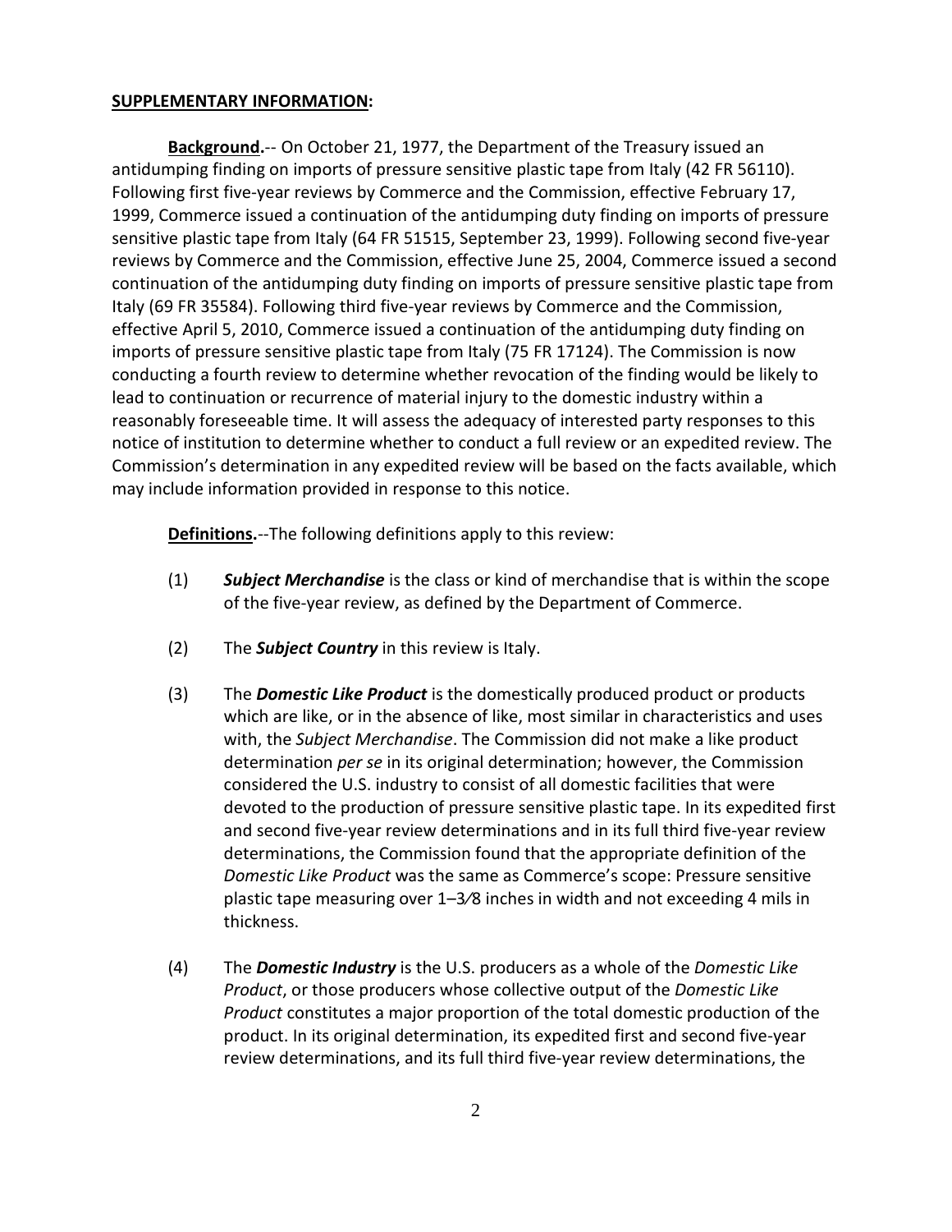**SUPPLEMENTARY INFORMATION:**

**Background.**-- On October 21, 1977, the Department of the Treasury issued an antidumping finding on imports of pressure sensitive plastic tape from Italy (42 FR 56110). Following first five-year reviews by Commerce and the Commission, effective February 17, 1999, Commerce issued a continuation of the antidumping duty finding on imports of pressure sensitive plastic tape from Italy (64 FR 51515, September 23, 1999). Following second five-year reviews by Commerce and the Commission, effective June 25, 2004, Commerce issued a second continuation of the antidumping duty finding on imports of pressure sensitive plastic tape from Italy (69 FR 35584). Following third five-year reviews by Commerce and the Commission, effective April 5, 2010, Commerce issued a continuation of the antidumping duty finding on imports of pressure sensitive plastic tape from Italy (75 FR 17124). The Commission is now conducting a fourth review to determine whether revocation of the finding would be likely to lead to continuation or recurrence of material injury to the domestic industry within a reasonably foreseeable time. It will assess the adequacy of interested party responses to this notice of institution to determine whether to conduct a full review or an expedited review. The Commission's determination in any expedited review will be based on the facts available, which may include information provided in response to this notice.

**Definitions.**--The following definitions apply to this review:

(1) ***Subject Merchandise*** is the class or kind of merchandise that is within the scope of the five-year review, as defined by the Department of Commerce.

(2) The ***Subject Country*** in this review is Italy.

(3) The ***Domestic Like Product*** is the domestically produced product or products which are like, or in the absence of like, most similar in characteristics and uses with, the *Subject Merchandise*. The Commission did not make a like product determination *per se* in its original determination; however, the Commission considered the U.S. industry to consist of all domestic facilities that were devoted to the production of pressure sensitive plastic tape. In its expedited first and second five-year review determinations and in its full third five-year review determinations, the Commission found that the appropriate definition of the *Domestic Like Product* was the same as Commerce's scope: Pressure sensitive plastic tape measuring over 1–3⁄8 inches in width and not exceeding 4 mils in thickness.

(4) The ***Domestic Industry*** is the U.S. producers as a whole of the *Domestic Like Product*, or those producers whose collective output of the *Domestic Like Product* constitutes a major proportion of the total domestic production of the product. In its original determination, its expedited first and second five-year review determinations, and its full third five-year review determinations, the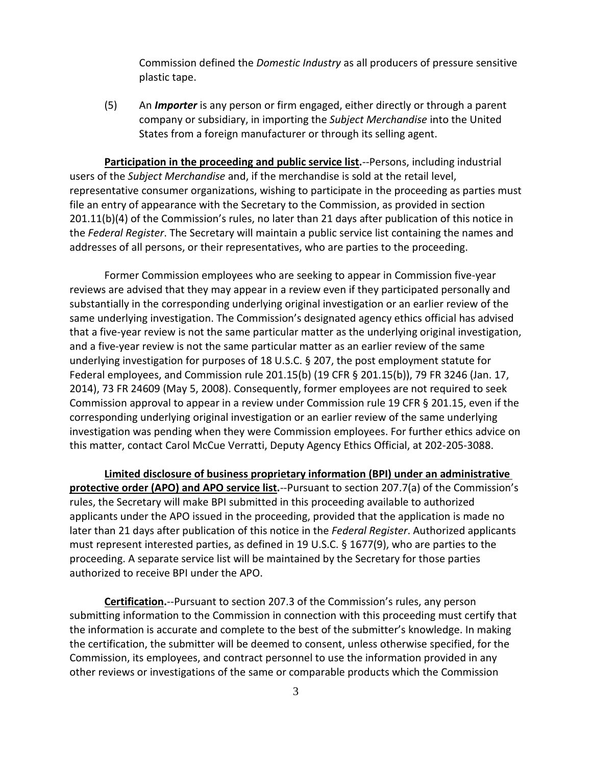Commission defined the *Domestic Industry* as all producers of pressure sensitive plastic tape.

(5) An ***Importer*** is any person or firm engaged, either directly or through a parent company or subsidiary, in importing the *Subject Merchandise* into the United States from a foreign manufacturer or through its selling agent.

**Participation in the proceeding and public service list.**--Persons, including industrial users of the *Subject Merchandise* and, if the merchandise is sold at the retail level, representative consumer organizations, wishing to participate in the proceeding as parties must file an entry of appearance with the Secretary to the Commission, as provided in section 201.11(b)(4) of the Commission's rules, no later than 21 days after publication of this notice in the *Federal Register*. The Secretary will maintain a public service list containing the names and addresses of all persons, or their representatives, who are parties to the proceeding.

Former Commission employees who are seeking to appear in Commission five-year reviews are advised that they may appear in a review even if they participated personally and substantially in the corresponding underlying original investigation or an earlier review of the same underlying investigation. The Commission's designated agency ethics official has advised that a five-year review is not the same particular matter as the underlying original investigation, and a five-year review is not the same particular matter as an earlier review of the same underlying investigation for purposes of 18 U.S.C. § 207, the post employment statute for Federal employees, and Commission rule 201.15(b) (19 CFR § 201.15(b)), 79 FR 3246 (Jan. 17, 2014), 73 FR 24609 (May 5, 2008). Consequently, former employees are not required to seek Commission approval to appear in a review under Commission rule 19 CFR § 201.15, even if the corresponding underlying original investigation or an earlier review of the same underlying investigation was pending when they were Commission employees. For further ethics advice on this matter, contact Carol McCue Verratti, Deputy Agency Ethics Official, at 202-205-3088.

**Limited disclosure of business proprietary information (BPI) under an administrative protective order (APO) and APO service list.**--Pursuant to section 207.7(a) of the Commission's rules, the Secretary will make BPI submitted in this proceeding available to authorized applicants under the APO issued in the proceeding, provided that the application is made no later than 21 days after publication of this notice in the *Federal Register*. Authorized applicants must represent interested parties, as defined in 19 U.S.C. § 1677(9), who are parties to the proceeding. A separate service list will be maintained by the Secretary for those parties authorized to receive BPI under the APO.

**Certification.**--Pursuant to section 207.3 of the Commission's rules, any person submitting information to the Commission in connection with this proceeding must certify that the information is accurate and complete to the best of the submitter's knowledge. In making the certification, the submitter will be deemed to consent, unless otherwise specified, for the Commission, its employees, and contract personnel to use the information provided in any other reviews or investigations of the same or comparable products which the Commission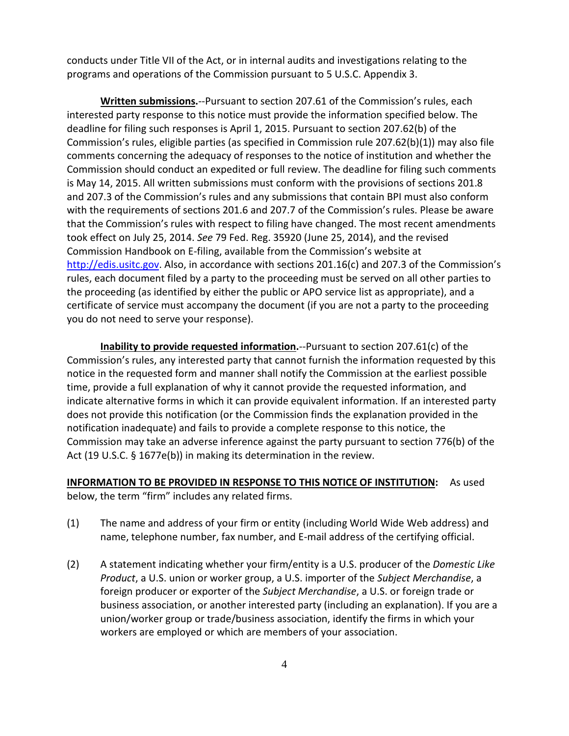conducts under Title VII of the Act, or in internal audits and investigations relating to the programs and operations of the Commission pursuant to 5 U.S.C. Appendix 3.

**Written submissions.**--Pursuant to section 207.61 of the Commission's rules, each interested party response to this notice must provide the information specified below. The deadline for filing such responses is April 1, 2015. Pursuant to section 207.62(b) of the Commission's rules, eligible parties (as specified in Commission rule 207.62(b)(1)) may also file comments concerning the adequacy of responses to the notice of institution and whether the Commission should conduct an expedited or full review. The deadline for filing such comments is May 14, 2015. All written submissions must conform with the provisions of sections 201.8 and 207.3 of the Commission's rules and any submissions that contain BPI must also conform with the requirements of sections 201.6 and 207.7 of the Commission's rules. Please be aware that the Commission's rules with respect to filing have changed. The most recent amendments took effect on July 25, 2014. *See* 79 Fed. Reg. 35920 (June 25, 2014), and the revised Commission Handbook on E-filing, available from the Commission's website at http://edis.usitc.gov. Also, in accordance with sections 201.16(c) and 207.3 of the Commission's rules, each document filed by a party to the proceeding must be served on all other parties to the proceeding (as identified by either the public or APO service list as appropriate), and a certificate of service must accompany the document (if you are not a party to the proceeding you do not need to serve your response).

**Inability to provide requested information.**--Pursuant to section 207.61(c) of the Commission's rules, any interested party that cannot furnish the information requested by this notice in the requested form and manner shall notify the Commission at the earliest possible time, provide a full explanation of why it cannot provide the requested information, and indicate alternative forms in which it can provide equivalent information. If an interested party does not provide this notification (or the Commission finds the explanation provided in the notification inadequate) and fails to provide a complete response to this notice, the Commission may take an adverse inference against the party pursuant to section 776(b) of the Act (19 U.S.C. § 1677e(b)) in making its determination in the review.

**INFORMATION TO BE PROVIDED IN RESPONSE TO THIS NOTICE OF INSTITUTION:** As used below, the term "firm" includes any related firms.

(1) The name and address of your firm or entity (including World Wide Web address) and name, telephone number, fax number, and E-mail address of the certifying official.

(2) A statement indicating whether your firm/entity is a U.S. producer of the *Domestic Like Product*, a U.S. union or worker group, a U.S. importer of the *Subject Merchandise*, a foreign producer or exporter of the *Subject Merchandise*, a U.S. or foreign trade or business association, or another interested party (including an explanation). If you are a union/worker group or trade/business association, identify the firms in which your workers are employed or which are members of your association.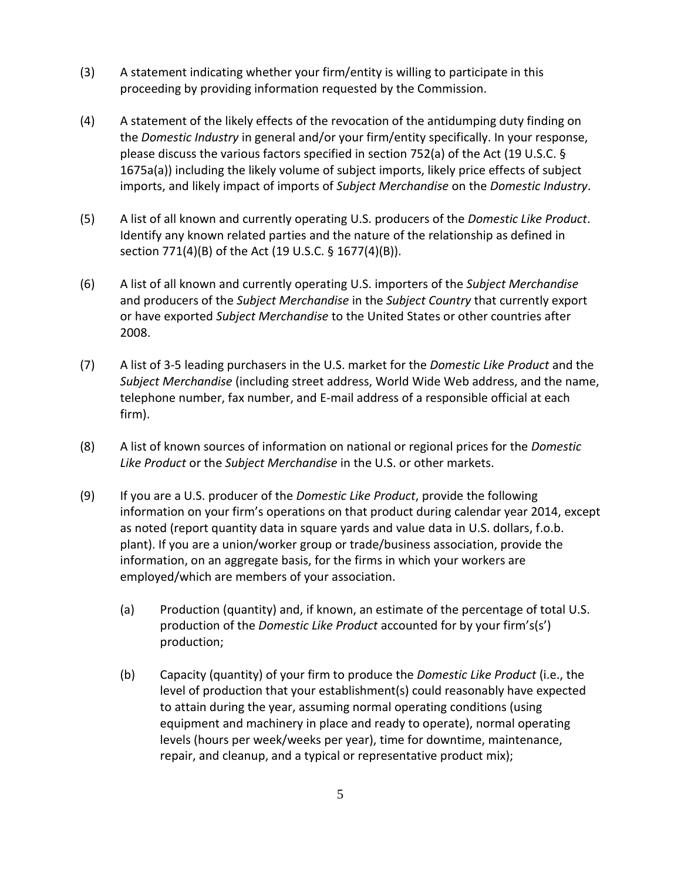(3) A statement indicating whether your firm/entity is willing to participate in this proceeding by providing information requested by the Commission.

(4) A statement of the likely effects of the revocation of the antidumping duty finding on the *Domestic Industry* in general and/or your firm/entity specifically. In your response, please discuss the various factors specified in section 752(a) of the Act (19 U.S.C. § 1675a(a)) including the likely volume of subject imports, likely price effects of subject imports, and likely impact of imports of *Subject Merchandise* on the *Domestic Industry*.

(5) A list of all known and currently operating U.S. producers of the *Domestic Like Product*. Identify any known related parties and the nature of the relationship as defined in section 771(4)(B) of the Act (19 U.S.C. § 1677(4)(B)).

(6) A list of all known and currently operating U.S. importers of the *Subject Merchandise* and producers of the *Subject Merchandise* in the *Subject Country* that currently export or have exported *Subject Merchandise* to the United States or other countries after 2008.

(7) A list of 3-5 leading purchasers in the U.S. market for the *Domestic Like Product* and the *Subject Merchandise* (including street address, World Wide Web address, and the name, telephone number, fax number, and E-mail address of a responsible official at each firm).

(8) A list of known sources of information on national or regional prices for the *Domestic Like Product* or the *Subject Merchandise* in the U.S. or other markets.

(9) If you are a U.S. producer of the *Domestic Like Product*, provide the following information on your firm's operations on that product during calendar year 2014, except as noted (report quantity data in square yards and value data in U.S. dollars, f.o.b. plant). If you are a union/worker group or trade/business association, provide the information, on an aggregate basis, for the firms in which your workers are employed/which are members of your association.

   (a) Production (quantity) and, if known, an estimate of the percentage of total U.S. production of the *Domestic Like Product* accounted for by your firm's(s') production;

   (b) Capacity (quantity) of your firm to produce the *Domestic Like Product* (i.e., the level of production that your establishment(s) could reasonably have expected to attain during the year, assuming normal operating conditions (using equipment and machinery in place and ready to operate), normal operating levels (hours per week/weeks per year), time for downtime, maintenance, repair, and cleanup, and a typical or representative product mix);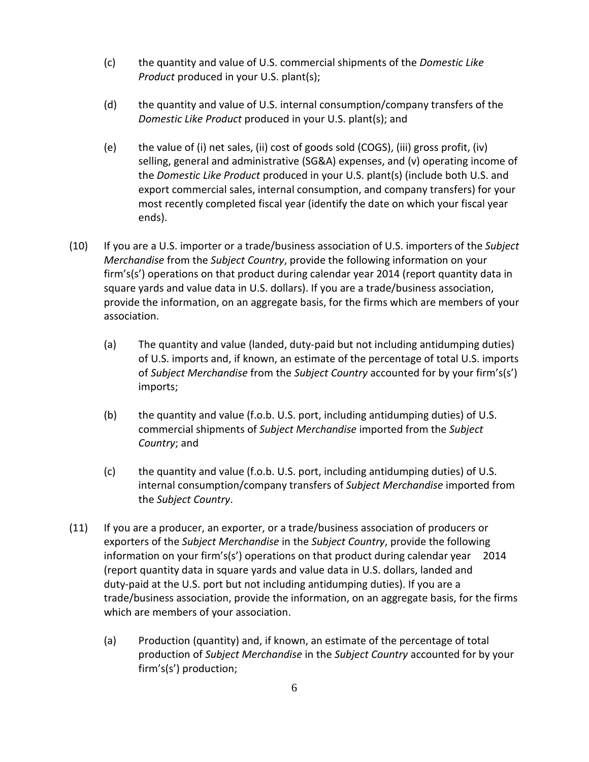(c) the quantity and value of U.S. commercial shipments of the *Domestic Like Product* produced in your U.S. plant(s);

(d) the quantity and value of U.S. internal consumption/company transfers of the *Domestic Like Product* produced in your U.S. plant(s); and

(e) the value of (i) net sales, (ii) cost of goods sold (COGS), (iii) gross profit, (iv) selling, general and administrative (SG&A) expenses, and (v) operating income of the *Domestic Like Product* produced in your U.S. plant(s) (include both U.S. and export commercial sales, internal consumption, and company transfers) for your most recently completed fiscal year (identify the date on which your fiscal year ends).

(10) If you are a U.S. importer or a trade/business association of U.S. importers of the *Subject Merchandise* from the *Subject Country*, provide the following information on your firm's(s') operations on that product during calendar year 2014 (report quantity data in square yards and value data in U.S. dollars). If you are a trade/business association, provide the information, on an aggregate basis, for the firms which are members of your association.

(a) The quantity and value (landed, duty-paid but not including antidumping duties) of U.S. imports and, if known, an estimate of the percentage of total U.S. imports of *Subject Merchandise* from the *Subject Country* accounted for by your firm's(s') imports;

(b) the quantity and value (f.o.b. U.S. port, including antidumping duties) of U.S. commercial shipments of *Subject Merchandise* imported from the *Subject Country*; and

(c) the quantity and value (f.o.b. U.S. port, including antidumping duties) of U.S. internal consumption/company transfers of *Subject Merchandise* imported from the *Subject Country*.

(11) If you are a producer, an exporter, or a trade/business association of producers or exporters of the *Subject Merchandise* in the *Subject Country*, provide the following information on your firm's(s') operations on that product during calendar year 2014 (report quantity data in square yards and value data in U.S. dollars, landed and duty-paid at the U.S. port but not including antidumping duties). If you are a trade/business association, provide the information, on an aggregate basis, for the firms which are members of your association.

(a) Production (quantity) and, if known, an estimate of the percentage of total production of *Subject Merchandise* in the *Subject Country* accounted for by your firm's(s') production;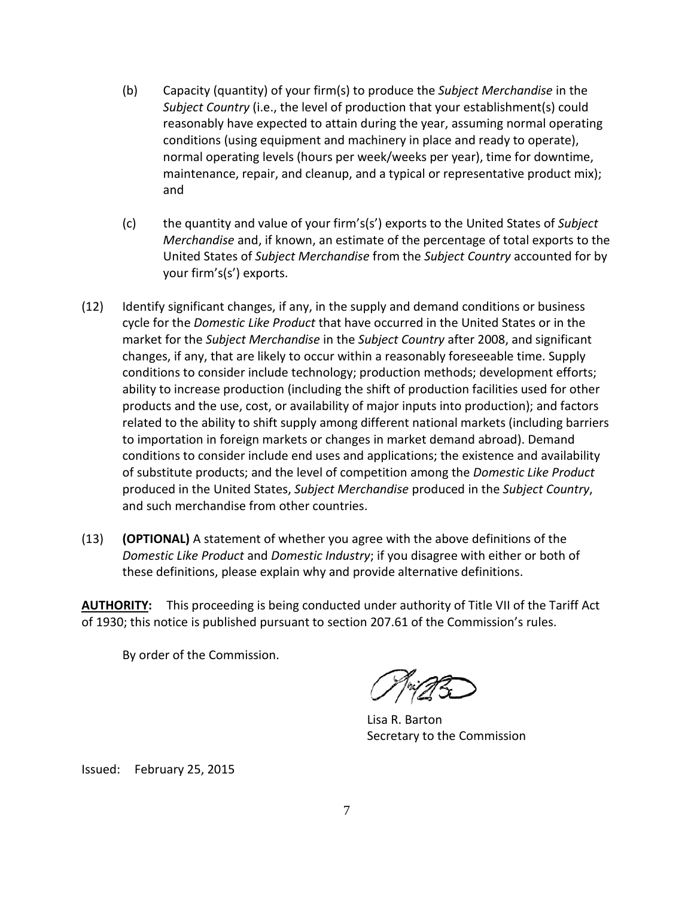(b) Capacity (quantity) of your firm(s) to produce the *Subject Merchandise* in the *Subject Country* (i.e., the level of production that your establishment(s) could reasonably have expected to attain during the year, assuming normal operating conditions (using equipment and machinery in place and ready to operate), normal operating levels (hours per week/weeks per year), time for downtime, maintenance, repair, and cleanup, and a typical or representative product mix); and

(c) the quantity and value of your firm's(s') exports to the United States of *Subject Merchandise* and, if known, an estimate of the percentage of total exports to the United States of *Subject Merchandise* from the *Subject Country* accounted for by your firm's(s') exports.

(12) Identify significant changes, if any, in the supply and demand conditions or business cycle for the *Domestic Like Product* that have occurred in the United States or in the market for the *Subject Merchandise* in the *Subject Country* after 2008, and significant changes, if any, that are likely to occur within a reasonably foreseeable time. Supply conditions to consider include technology; production methods; development efforts; ability to increase production (including the shift of production facilities used for other products and the use, cost, or availability of major inputs into production); and factors related to the ability to shift supply among different national markets (including barriers to importation in foreign markets or changes in market demand abroad). Demand conditions to consider include end uses and applications; the existence and availability of substitute products; and the level of competition among the *Domestic Like Product* produced in the United States, *Subject Merchandise* produced in the *Subject Country*, and such merchandise from other countries.

(13) **(OPTIONAL)** A statement of whether you agree with the above definitions of the *Domestic Like Product* and *Domestic Industry*; if you disagree with either or both of these definitions, please explain why and provide alternative definitions.

**AUTHORITY:** This proceeding is being conducted under authority of Title VII of the Tariff Act of 1930; this notice is published pursuant to section 207.61 of the Commission's rules.

By order of the Commission.

Lisa R. Barton
Secretary to the Commission

Issued: February 25, 2015